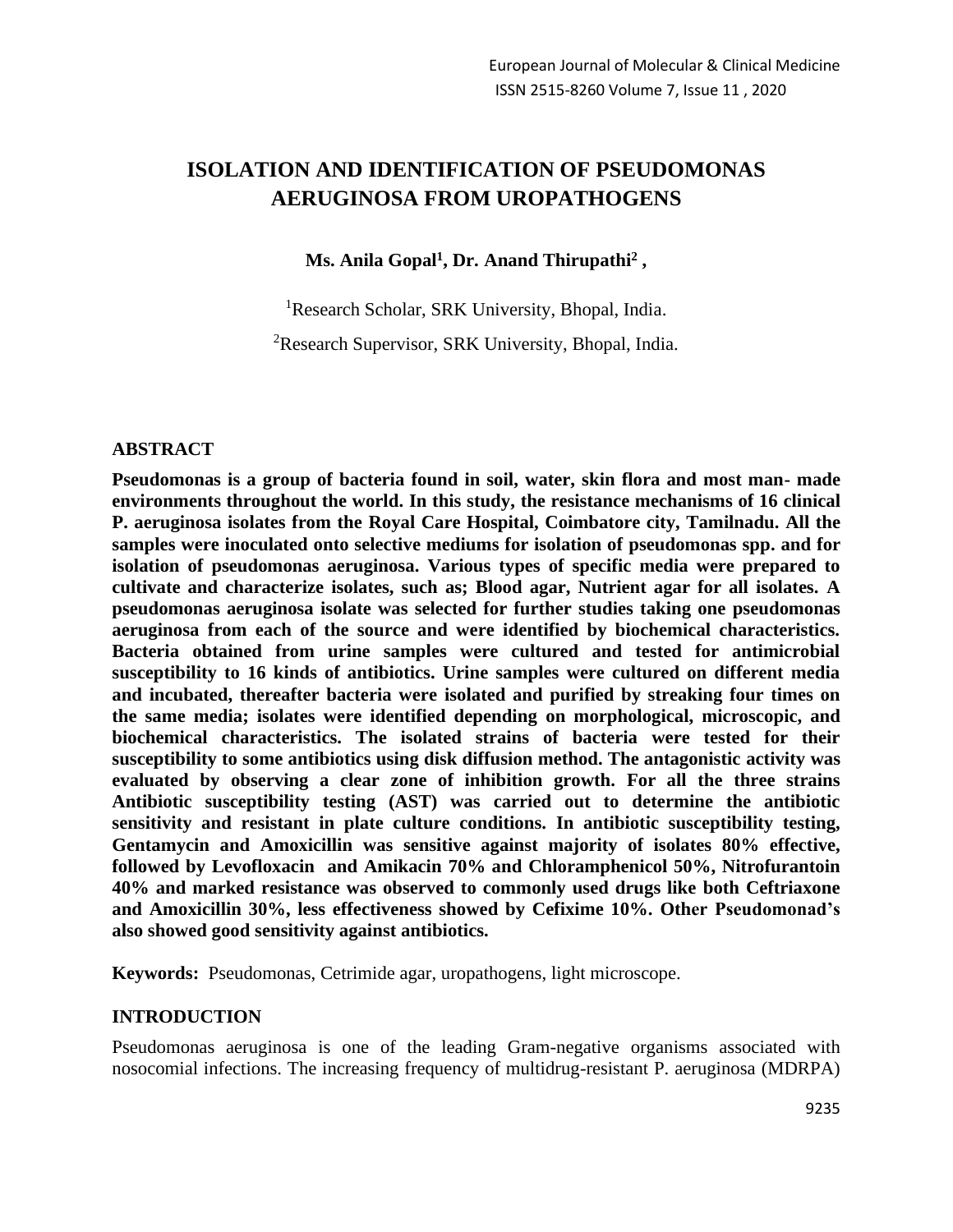# ISOLATION AND IDENTIFICATION OF PSEUDOMONAS AERUGINOSA FROM UROPATHOGENS

**Ms. Anila Gopal[1], Dr. Anand Thirupathi[2] ,**

[1]Research Scholar, SRK University, Bhopal, India.

[2]Research Supervisor, SRK University, Bhopal, India.

## ABSTRACT

**Pseudomonas is a group of bacteria found in soil, water, skin flora and most man- made environments throughout the world. In this study, the resistance mechanisms of 16 clinical P. aeruginosa isolates from the Royal Care Hospital, Coimbatore city, Tamilnadu. All the samples were inoculated onto selective mediums for isolation of pseudomonas spp. and for isolation of pseudomonas aeruginosa. Various types of specific media were prepared to cultivate and characterize isolates, such as; Blood agar, Nutrient agar for all isolates. A pseudomonas aeruginosa isolate was selected for further studies taking one pseudomonas aeruginosa from each of the source and were identified by biochemical characteristics. Bacteria obtained from urine samples were cultured and tested for antimicrobial susceptibility to 16 kinds of antibiotics. Urine samples were cultured on different media and incubated, thereafter bacteria were isolated and purified by streaking four times on the same media; isolates were identified depending on morphological, microscopic, and biochemical characteristics. The isolated strains of bacteria were tested for their susceptibility to some antibiotics using disk diffusion method. The antagonistic activity was evaluated by observing a clear zone of inhibition growth. For all the three strains Antibiotic susceptibility testing (AST) was carried out to determine the antibiotic sensitivity and resistant in plate culture conditions. In antibiotic susceptibility testing, Gentamycin and Amoxicillin was sensitive against majority of isolates 80% effective, followed by Levofloxacin and Amikacin 70% and Chloramphenicol 50%, Nitrofurantoin 40% and marked resistance was observed to commonly used drugs like both Ceftriaxone and Amoxicillin 30%, less effectiveness showed by Cefixime 10%. Other Pseudomonad's also showed good sensitivity against antibiotics.**

**Keywords:** Pseudomonas, Cetrimide agar, uropathogens, light microscope.

## INTRODUCTION

Pseudomonas aeruginosa is one of the leading Gram-negative organisms associated with nosocomial infections. The increasing frequency of multidrug-resistant P. aeruginosa (MDRPA)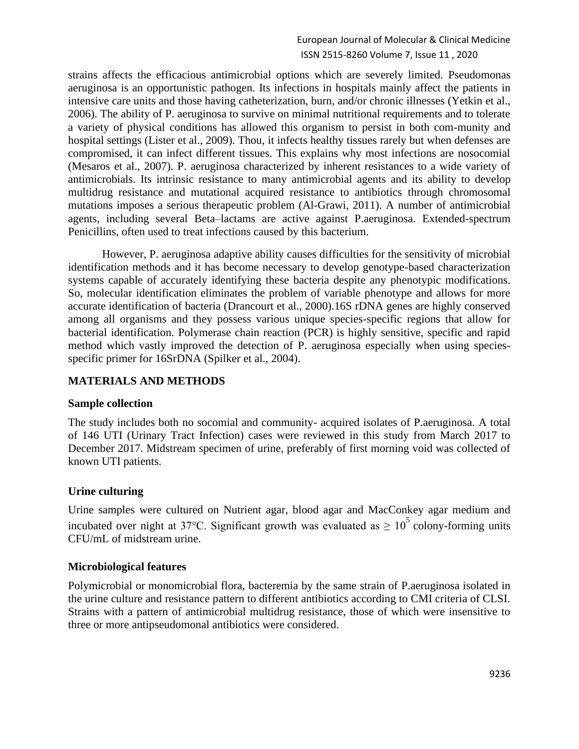strains affects the efficacious antimicrobial options which are severely limited. Pseudomonas aeruginosa is an opportunistic pathogen. Its infections in hospitals mainly affect the patients in intensive care units and those having catheterization, burn, and/or chronic illnesses (Yetkin et al., 2006). The ability of P. aeruginosa to survive on minimal nutritional requirements and to tolerate a variety of physical conditions has allowed this organism to persist in both com-munity and hospital settings (Lister et al., 2009). Thou, it infects healthy tissues rarely but when defenses are compromised, it can infect different tissues. This explains why most infections are nosocomial (Mesaros et al., 2007). P. aeruginosa characterized by inherent resistances to a wide variety of antimicrobials. Its intrinsic resistance to many antimicrobial agents and its ability to develop multidrug resistance and mutational acquired resistance to antibiotics through chromosomal mutations imposes a serious therapeutic problem (Al-Grawi, 2011). A number of antimicrobial agents, including several Beta–lactams are active against P.aeruginosa. Extended-spectrum Penicillins, often used to treat infections caused by this bacterium.

However, P. aeruginosa adaptive ability causes difficulties for the sensitivity of microbial identification methods and it has become necessary to develop genotype-based characterization systems capable of accurately identifying these bacteria despite any phenotypic modifications. So, molecular identification eliminates the problem of variable phenotype and allows for more accurate identification of bacteria (Drancourt et al., 2000).16S rDNA genes are highly conserved among all organisms and they possess various unique species-specific regions that allow for bacterial identification. Polymerase chain reaction (PCR) is highly sensitive, specific and rapid method which vastly improved the detection of P. aeruginosa especially when using species-specific primer for 16SrDNA (Spilker et al., 2004).

## MATERIALS AND METHODS

### Sample collection

The study includes both no socomial and community- acquired isolates of P.aeruginosa. A total of 146 UTI (Urinary Tract Infection) cases were reviewed in this study from March 2017 to December 2017. Midstream specimen of urine, preferably of first morning void was collected of known UTI patients.

### Urine culturing

Urine samples were cultured on Nutrient agar, blood agar and MacConkey agar medium and incubated over night at 37°C. Significant growth was evaluated as $\geq 10^5$ colony-forming units CFU/mL of midstream urine.

### Microbiological features

Polymicrobial or monomicrobial flora, bacteremia by the same strain of P.aeruginosa isolated in the urine culture and resistance pattern to different antibiotics according to CMI criteria of CLSI. Strains with a pattern of antimicrobial multidrug resistance, those of which were insensitive to three or more antipseudomonal antibiotics were considered.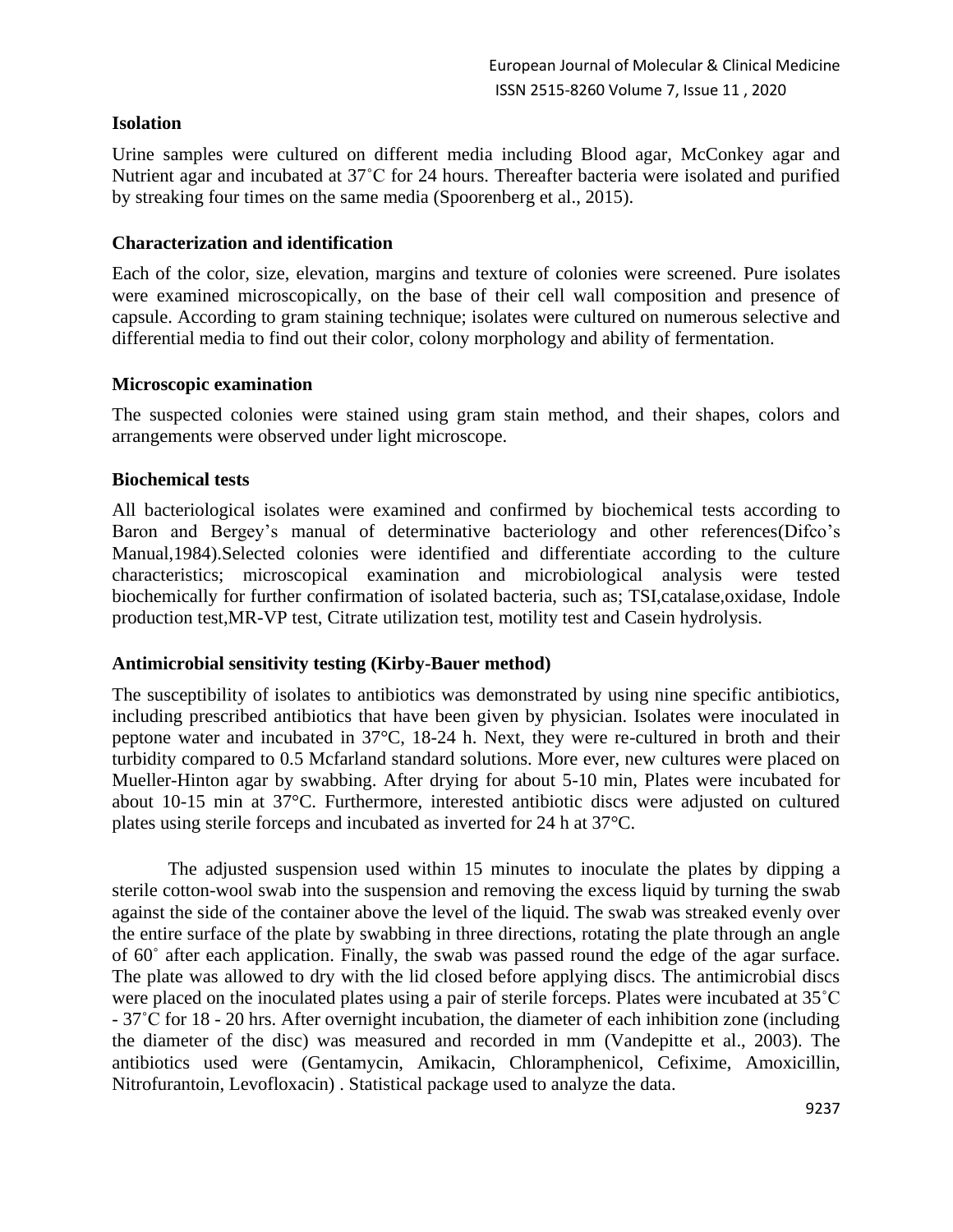### Isolation

Urine samples were cultured on different media including Blood agar, McConkey agar and Nutrient agar and incubated at 37˚C for 24 hours. Thereafter bacteria were isolated and purified by streaking four times on the same media (Spoorenberg et al., 2015).

### Characterization and identification

Each of the color, size, elevation, margins and texture of colonies were screened. Pure isolates were examined microscopically, on the base of their cell wall composition and presence of capsule. According to gram staining technique; isolates were cultured on numerous selective and differential media to find out their color, colony morphology and ability of fermentation.

### Microscopic examination

The suspected colonies were stained using gram stain method, and their shapes, colors and arrangements were observed under light microscope.

### Biochemical tests

All bacteriological isolates were examined and confirmed by biochemical tests according to Baron and Bergey's manual of determinative bacteriology and other references(Difco's Manual,1984).Selected colonies were identified and differentiate according to the culture characteristics; microscopical examination and microbiological analysis were tested biochemically for further confirmation of isolated bacteria, such as; TSI,catalase,oxidase, Indole production test,MR-VP test, Citrate utilization test, motility test and Casein hydrolysis.

### Antimicrobial sensitivity testing (Kirby-Bauer method)

The susceptibility of isolates to antibiotics was demonstrated by using nine specific antibiotics, including prescribed antibiotics that have been given by physician. Isolates were inoculated in peptone water and incubated in 37°C, 18-24 h. Next, they were re-cultured in broth and their turbidity compared to 0.5 Mcfarland standard solutions. More ever, new cultures were placed on Mueller-Hinton agar by swabbing. After drying for about 5-10 min, Plates were incubated for about 10-15 min at 37°C. Furthermore, interested antibiotic discs were adjusted on cultured plates using sterile forceps and incubated as inverted for 24 h at 37°C.

The adjusted suspension used within 15 minutes to inoculate the plates by dipping a sterile cotton-wool swab into the suspension and removing the excess liquid by turning the swab against the side of the container above the level of the liquid. The swab was streaked evenly over the entire surface of the plate by swabbing in three directions, rotating the plate through an angle of 60˚ after each application. Finally, the swab was passed round the edge of the agar surface. The plate was allowed to dry with the lid closed before applying discs. The antimicrobial discs were placed on the inoculated plates using a pair of sterile forceps. Plates were incubated at 35˚C - 37˚C for 18 - 20 hrs. After overnight incubation, the diameter of each inhibition zone (including the diameter of the disc) was measured and recorded in mm (Vandepitte et al., 2003). The antibiotics used were (Gentamycin, Amikacin, Chloramphenicol, Cefixime, Amoxicillin, Nitrofurantoin, Levofloxacin) . Statistical package used to analyze the data.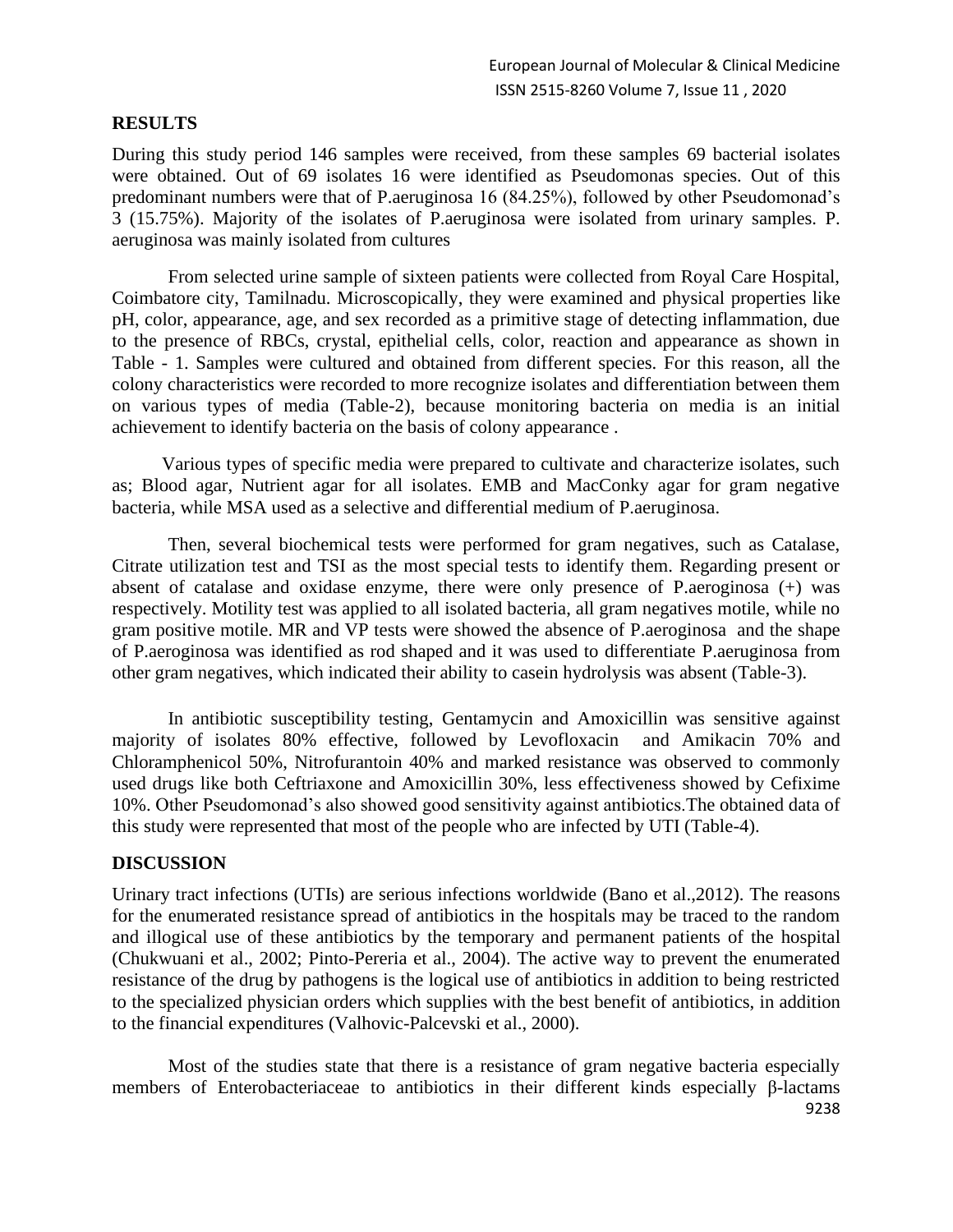## RESULTS

During this study period 146 samples were received, from these samples 69 bacterial isolates were obtained. Out of 69 isolates 16 were identified as Pseudomonas species. Out of this predominant numbers were that of P.aeruginosa 16 (84.25%), followed by other Pseudomonad's 3 (15.75%). Majority of the isolates of P.aeruginosa were isolated from urinary samples. P. aeruginosa was mainly isolated from cultures

From selected urine sample of sixteen patients were collected from Royal Care Hospital, Coimbatore city, Tamilnadu. Microscopically, they were examined and physical properties like pH, color, appearance, age, and sex recorded as a primitive stage of detecting inflammation, due to the presence of RBCs, crystal, epithelial cells, color, reaction and appearance as shown in Table - 1. Samples were cultured and obtained from different species. For this reason, all the colony characteristics were recorded to more recognize isolates and differentiation between them on various types of media (Table-2), because monitoring bacteria on media is an initial achievement to identify bacteria on the basis of colony appearance .

Various types of specific media were prepared to cultivate and characterize isolates, such as; Blood agar, Nutrient agar for all isolates. EMB and MacConky agar for gram negative bacteria, while MSA used as a selective and differential medium of P.aeruginosa.

Then, several biochemical tests were performed for gram negatives, such as Catalase, Citrate utilization test and TSI as the most special tests to identify them. Regarding present or absent of catalase and oxidase enzyme, there were only presence of P.aeroginosa (+) was respectively. Motility test was applied to all isolated bacteria, all gram negatives motile, while no gram positive motile. MR and VP tests were showed the absence of P.aeroginosa and the shape of P.aeroginosa was identified as rod shaped and it was used to differentiate P.aeruginosa from other gram negatives, which indicated their ability to casein hydrolysis was absent (Table-3).

In antibiotic susceptibility testing, Gentamycin and Amoxicillin was sensitive against majority of isolates 80% effective, followed by Levofloxacin and Amikacin 70% and Chloramphenicol 50%, Nitrofurantoin 40% and marked resistance was observed to commonly used drugs like both Ceftriaxone and Amoxicillin 30%, less effectiveness showed by Cefixime 10%. Other Pseudomonad's also showed good sensitivity against antibiotics.The obtained data of this study were represented that most of the people who are infected by UTI (Table-4).

## DISCUSSION

Urinary tract infections (UTIs) are serious infections worldwide (Bano et al.,2012). The reasons for the enumerated resistance spread of antibiotics in the hospitals may be traced to the random and illogical use of these antibiotics by the temporary and permanent patients of the hospital (Chukwuani et al., 2002; Pinto-Pereria et al., 2004). The active way to prevent the enumerated resistance of the drug by pathogens is the logical use of antibiotics in addition to being restricted to the specialized physician orders which supplies with the best benefit of antibiotics, in addition to the financial expenditures (Valhovic-Palcevski et al., 2000).

Most of the studies state that there is a resistance of gram negative bacteria especially members of Enterobacteriaceae to antibiotics in their different kinds especially β-lactams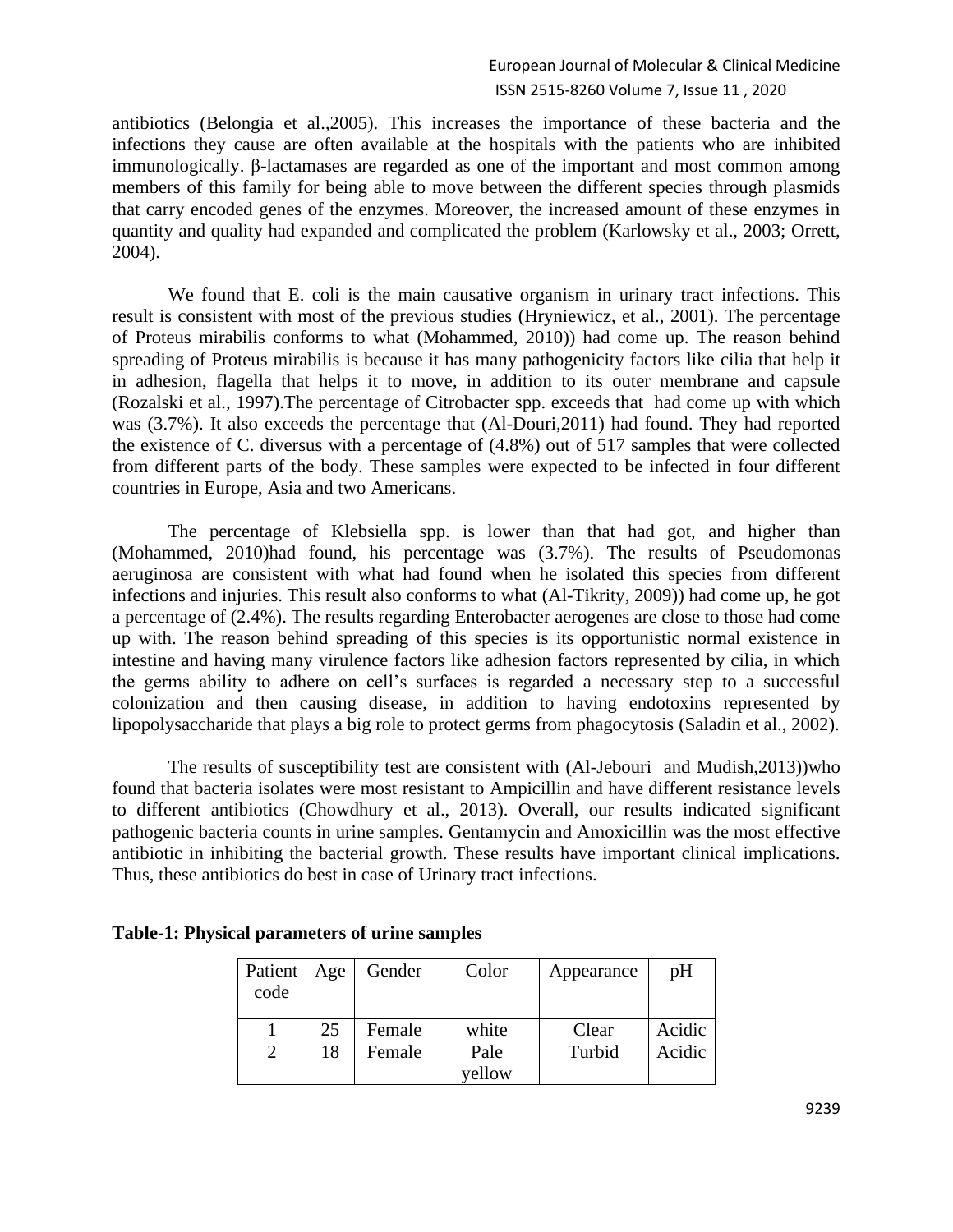antibiotics (Belongia et al.,2005). This increases the importance of these bacteria and the infections they cause are often available at the hospitals with the patients who are inhibited immunologically. β-lactamases are regarded as one of the important and most common among members of this family for being able to move between the different species through plasmids that carry encoded genes of the enzymes. Moreover, the increased amount of these enzymes in quantity and quality had expanded and complicated the problem (Karlowsky et al., 2003; Orrett, 2004).

We found that E. coli is the main causative organism in urinary tract infections. This result is consistent with most of the previous studies (Hryniewicz, et al., 2001). The percentage of Proteus mirabilis conforms to what (Mohammed, 2010)) had come up. The reason behind spreading of Proteus mirabilis is because it has many pathogenicity factors like cilia that help it in adhesion, flagella that helps it to move, in addition to its outer membrane and capsule (Rozalski et al., 1997).The percentage of Citrobacter spp. exceeds that had come up with which was (3.7%). It also exceeds the percentage that (Al-Douri,2011) had found. They had reported the existence of C. diversus with a percentage of (4.8%) out of 517 samples that were collected from different parts of the body. These samples were expected to be infected in four different countries in Europe, Asia and two Americans.

The percentage of Klebsiella spp. is lower than that had got, and higher than (Mohammed, 2010)had found, his percentage was (3.7%). The results of Pseudomonas aeruginosa are consistent with what had found when he isolated this species from different infections and injuries. This result also conforms to what (Al-Tikrity, 2009)) had come up, he got a percentage of (2.4%). The results regarding Enterobacter aerogenes are close to those had come up with. The reason behind spreading of this species is its opportunistic normal existence in intestine and having many virulence factors like adhesion factors represented by cilia, in which the germs ability to adhere on cell's surfaces is regarded a necessary step to a successful colonization and then causing disease, in addition to having endotoxins represented by lipopolysaccharide that plays a big role to protect germs from phagocytosis (Saladin et al., 2002).

The results of susceptibility test are consistent with (Al-Jebouri and Mudish,2013))who found that bacteria isolates were most resistant to Ampicillin and have different resistance levels to different antibiotics (Chowdhury et al., 2013). Overall, our results indicated significant pathogenic bacteria counts in urine samples. Gentamycin and Amoxicillin was the most effective antibiotic in inhibiting the bacterial growth. These results have important clinical implications. Thus, these antibiotics do best in case of Urinary tract infections.

**Table-1: Physical parameters of urine samples**

| Patient code | Age | Gender | Color | Appearance | pH |
|---|---|---|---|---|---|
| 1 | 25 | Female | white | Clear | Acidic |
| 2 | 18 | Female | Pale yellow | Turbid | Acidic |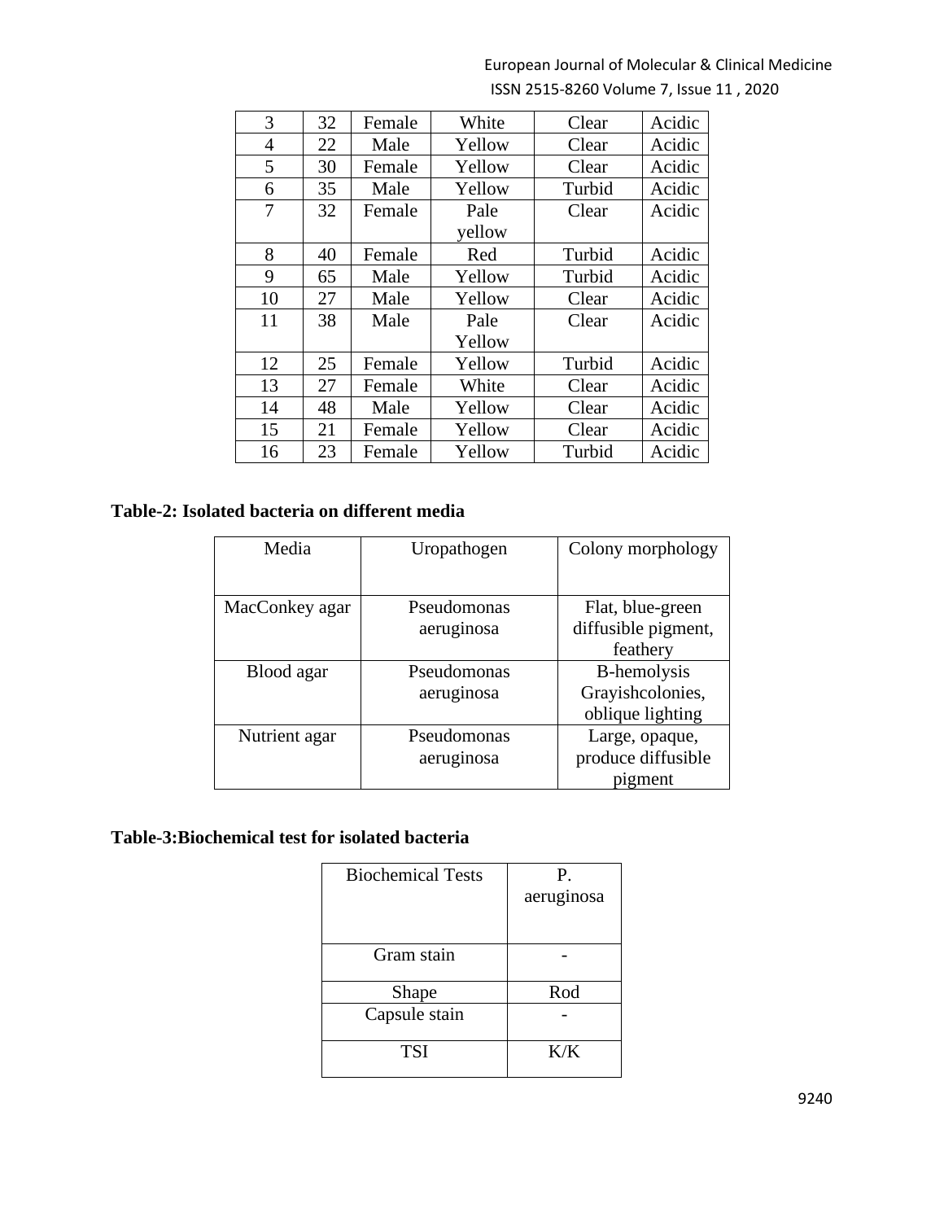| 3 | 32 | Female | White | Clear | Acidic |
|---|---|---|---|---|---|
| 4 | 22 | Male | Yellow | Clear | Acidic |
| 5 | 30 | Female | Yellow | Clear | Acidic |
| 6 | 35 | Male | Yellow | Turbid | Acidic |
| 7 | 32 | Female | Pale yellow | Clear | Acidic |
| 8 | 40 | Female | Red | Turbid | Acidic |
| 9 | 65 | Male | Yellow | Turbid | Acidic |
| 10 | 27 | Male | Yellow | Clear | Acidic |
| 11 | 38 | Male | Pale Yellow | Clear | Acidic |
| 12 | 25 | Female | Yellow | Turbid | Acidic |
| 13 | 27 | Female | White | Clear | Acidic |
| 14 | 48 | Male | Yellow | Clear | Acidic |
| 15 | 21 | Female | Yellow | Clear | Acidic |
| 16 | 23 | Female | Yellow | Turbid | Acidic |

**Table-2: Isolated bacteria on different media**

| Media | Uropathogen | Colony morphology |
|---|---|---|
| MacConkey agar | Pseudomonas aeruginosa | Flat, blue-green diffusible pigment, feathery |
| Blood agar | Pseudomonas aeruginosa | B-hemolysis Grayishcolonies, oblique lighting |
| Nutrient agar | Pseudomonas aeruginosa | Large, opaque, produce diffusible pigment |

**Table-3:Biochemical test for isolated bacteria**

| Biochemical Tests | P. aeruginosa |
|---|---|
| Gram stain | - |
| Shape | Rod |
| Capsule stain | - |
| TSI | K/K |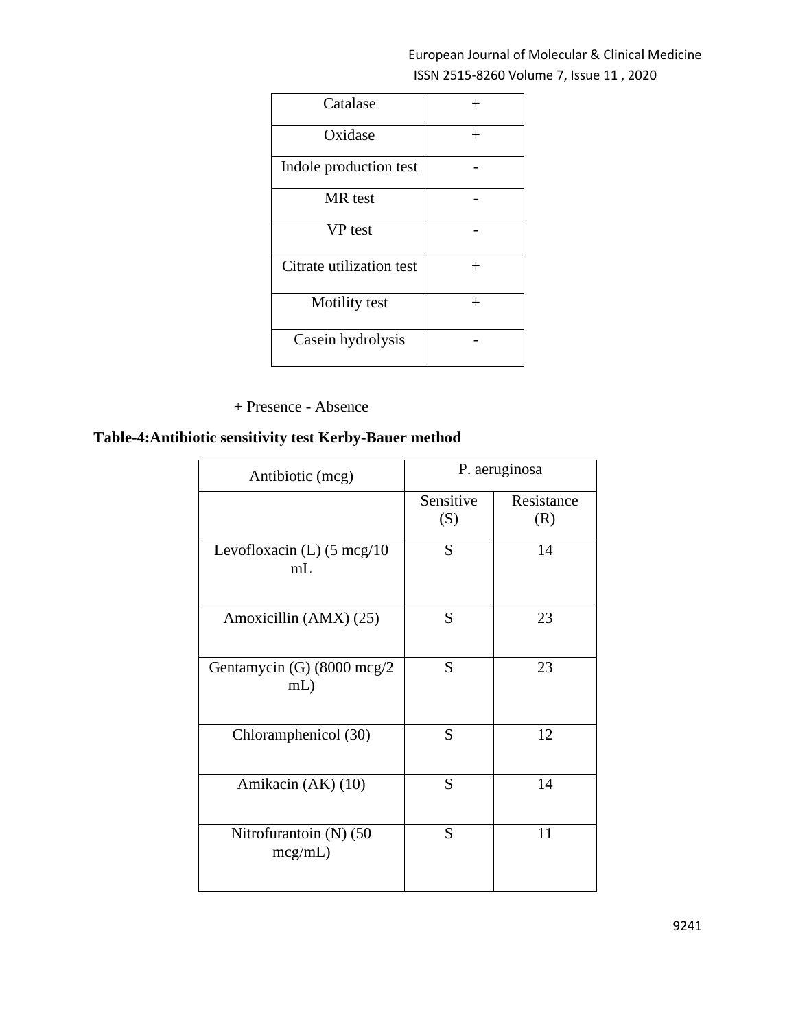| Catalase | + |
| --- | --- |
| Oxidase | + |
| Indole production test | - |
| MR test | - |
| VP test | - |
| Citrate utilization test | + |
| Motility test | + |
| Casein hydrolysis | - |

+ Presence - Absence

**Table-4:Antibiotic sensitivity test Kerby-Bauer method**

| Antibiotic (mcg) | P. aeruginosa | |
| --- | --- | --- |
| | Sensitive (S) | Resistance (R) |
| Levofloxacin (L) (5 mcg/10 mL | S | 14 |
| Amoxicillin (AMX) (25) | S | 23 |
| Gentamycin (G) (8000 mcg/2 mL) | S | 23 |
| Chloramphenicol (30) | S | 12 |
| Amikacin (AK) (10) | S | 14 |
| Nitrofurantoin (N) (50 mcg/mL) | S | 11 |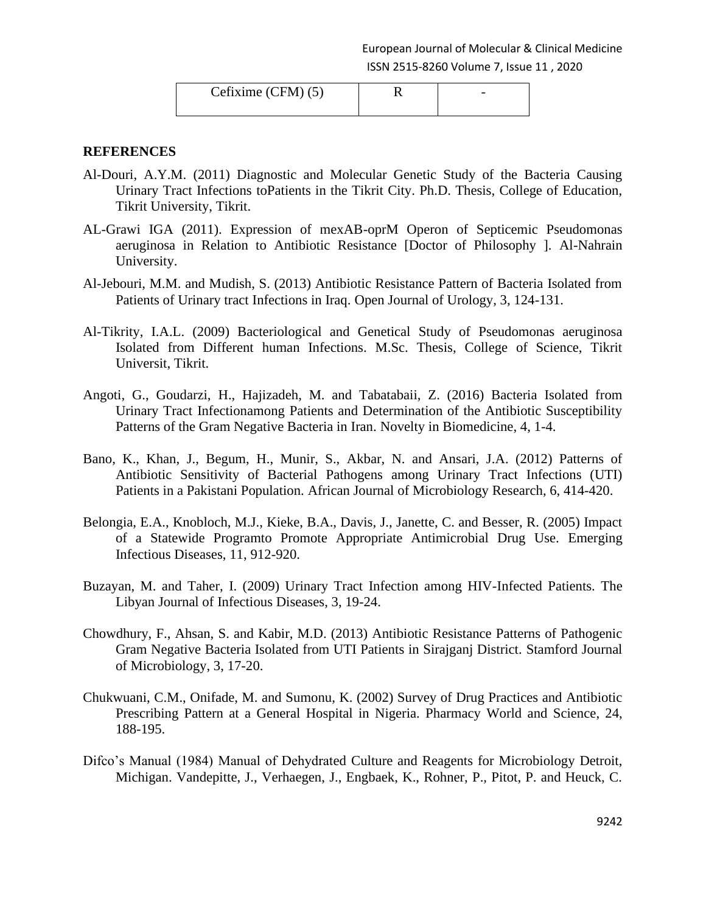| Cefixime (CFM) (5) | R | - |
|---|---|---|

**REFERENCES**

Al-Douri, A.Y.M. (2011) Diagnostic and Molecular Genetic Study of the Bacteria Causing Urinary Tract Infections toPatients in the Tikrit City. Ph.D. Thesis, College of Education, Tikrit University, Tikrit.

AL-Grawi IGA (2011). Expression of mexAB-oprM Operon of Septicemic Pseudomonas aeruginosa in Relation to Antibiotic Resistance [Doctor of Philosophy ]. Al-Nahrain University.

Al-Jebouri, M.M. and Mudish, S. (2013) Antibiotic Resistance Pattern of Bacteria Isolated from Patients of Urinary tract Infections in Iraq. Open Journal of Urology, 3, 124-131.

Al-Tikrity, I.A.L. (2009) Bacteriological and Genetical Study of Pseudomonas aeruginosa Isolated from Different human Infections. M.Sc. Thesis, College of Science, Tikrit Universit, Tikrit.

Angoti, G., Goudarzi, H., Hajizadeh, M. and Tabatabaii, Z. (2016) Bacteria Isolated from Urinary Tract Infectionamong Patients and Determination of the Antibiotic Susceptibility Patterns of the Gram Negative Bacteria in Iran. Novelty in Biomedicine, 4, 1-4.

Bano, K., Khan, J., Begum, H., Munir, S., Akbar, N. and Ansari, J.A. (2012) Patterns of Antibiotic Sensitivity of Bacterial Pathogens among Urinary Tract Infections (UTI) Patients in a Pakistani Population. African Journal of Microbiology Research, 6, 414-420.

Belongia, E.A., Knobloch, M.J., Kieke, B.A., Davis, J., Janette, C. and Besser, R. (2005) Impact of a Statewide Programto Promote Appropriate Antimicrobial Drug Use. Emerging Infectious Diseases, 11, 912-920.

Buzayan, M. and Taher, I. (2009) Urinary Tract Infection among HIV-Infected Patients. The Libyan Journal of Infectious Diseases, 3, 19-24.

Chowdhury, F., Ahsan, S. and Kabir, M.D. (2013) Antibiotic Resistance Patterns of Pathogenic Gram Negative Bacteria Isolated from UTI Patients in Sirajganj District. Stamford Journal of Microbiology, 3, 17-20.

Chukwuani, C.M., Onifade, M. and Sumonu, K. (2002) Survey of Drug Practices and Antibiotic Prescribing Pattern at a General Hospital in Nigeria. Pharmacy World and Science, 24, 188-195.

Difco's Manual (1984) Manual of Dehydrated Culture and Reagents for Microbiology Detroit, Michigan. Vandepitte, J., Verhaegen, J., Engbaek, K., Rohner, P., Pitot, P. and Heuck, C.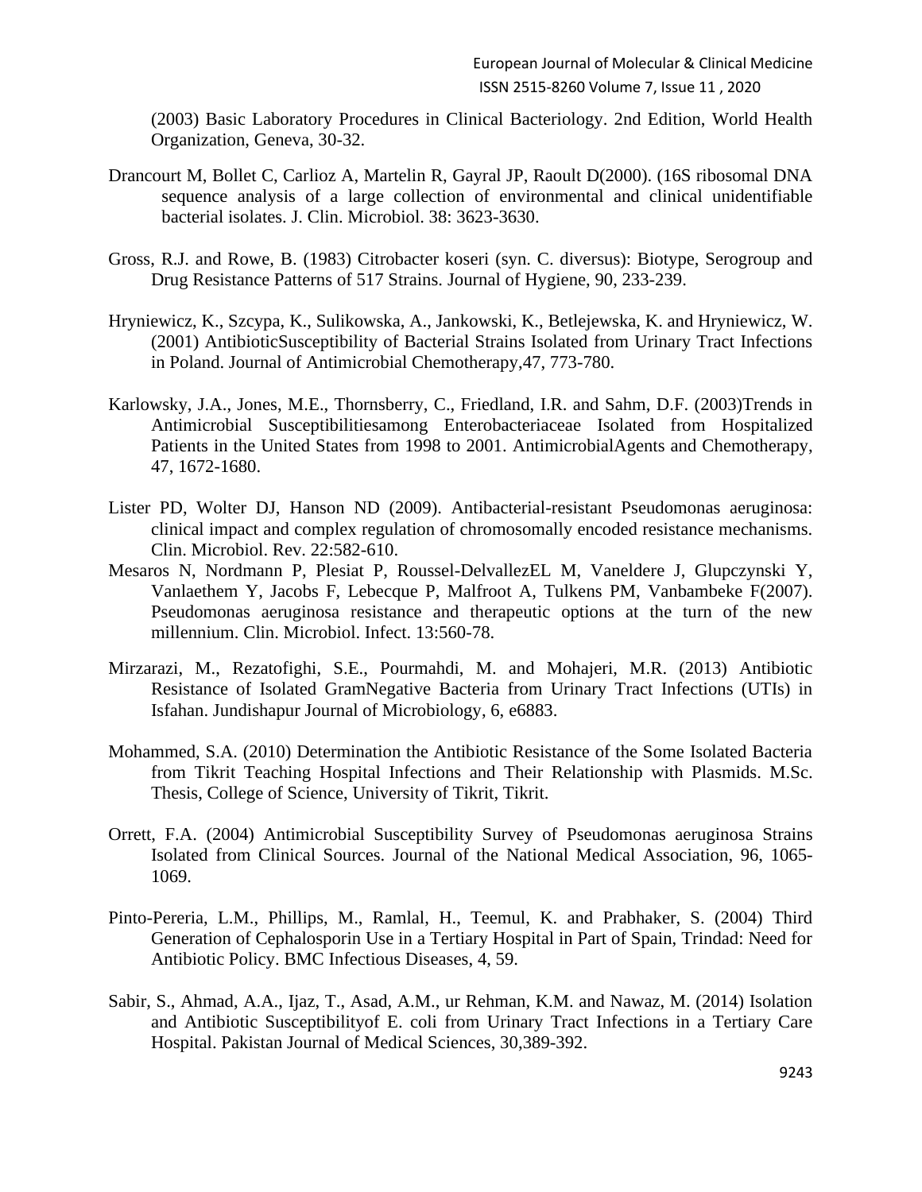(2003) Basic Laboratory Procedures in Clinical Bacteriology. 2nd Edition, World Health Organization, Geneva, 30-32.

Drancourt M, Bollet C, Carlioz A, Martelin R, Gayral JP, Raoult D(2000). (16S ribosomal DNA sequence analysis of a large collection of environmental and clinical unidentifiable bacterial isolates. J. Clin. Microbiol. 38: 3623-3630.

Gross, R.J. and Rowe, B. (1983) Citrobacter koseri (syn. C. diversus): Biotype, Serogroup and Drug Resistance Patterns of 517 Strains. Journal of Hygiene, 90, 233-239.

Hryniewicz, K., Szczypa, K., Sulikowska, A., Jankowski, K., Betlejewska, K. and Hryniewicz, W. (2001) AntibioticSusceptibility of Bacterial Strains Isolated from Urinary Tract Infections in Poland. Journal of Antimicrobial Chemotherapy,47, 773-780.

Karlowsky, J.A., Jones, M.E., Thornsberry, C., Friedland, I.R. and Sahm, D.F. (2003)Trends in Antimicrobial Susceptibilitiesamong Enterobacteriaceae Isolated from Hospitalized Patients in the United States from 1998 to 2001. AntimicrobialAgents and Chemotherapy, 47, 1672-1680.

Lister PD, Wolter DJ, Hanson ND (2009). Antibacterial-resistant Pseudomonas aeruginosa: clinical impact and complex regulation of chromosomally encoded resistance mechanisms. Clin. Microbiol. Rev. 22:582-610.

Mesaros N, Nordmann P, Plesiat P, Roussel-DelvallezEL M, Vaneldere J, Glupczynski Y, Vanlaethem Y, Jacobs F, Lebecque P, Malfroot A, Tulkens PM, Vanbambeke F(2007). Pseudomonas aeruginosa resistance and therapeutic options at the turn of the new millennium. Clin. Microbiol. Infect. 13:560-78.

Mirzarazi, M., Rezatofighi, S.E., Pourmahdi, M. and Mohajeri, M.R. (2013) Antibiotic Resistance of Isolated GramNegative Bacteria from Urinary Tract Infections (UTIs) in Isfahan. Jundishapur Journal of Microbiology, 6, e6883.

Mohammed, S.A. (2010) Determination the Antibiotic Resistance of the Some Isolated Bacteria from Tikrit Teaching Hospital Infections and Their Relationship with Plasmids. M.Sc. Thesis, College of Science, University of Tikrit, Tikrit.

Orrett, F.A. (2004) Antimicrobial Susceptibility Survey of Pseudomonas aeruginosa Strains Isolated from Clinical Sources. Journal of the National Medical Association, 96, 1065-1069.

Pinto-Pereria, L.M., Phillips, M., Ramlal, H., Teemul, K. and Prabhaker, S. (2004) Third Generation of Cephalosporin Use in a Tertiary Hospital in Part of Spain, Trindad: Need for Antibiotic Policy. BMC Infectious Diseases, 4, 59.

Sabir, S., Ahmad, A.A., Ijaz, T., Asad, A.M., ur Rehman, K.M. and Nawaz, M. (2014) Isolation and Antibiotic Susceptibilityof E. coli from Urinary Tract Infections in a Tertiary Care Hospital. Pakistan Journal of Medical Sciences, 30,389-392.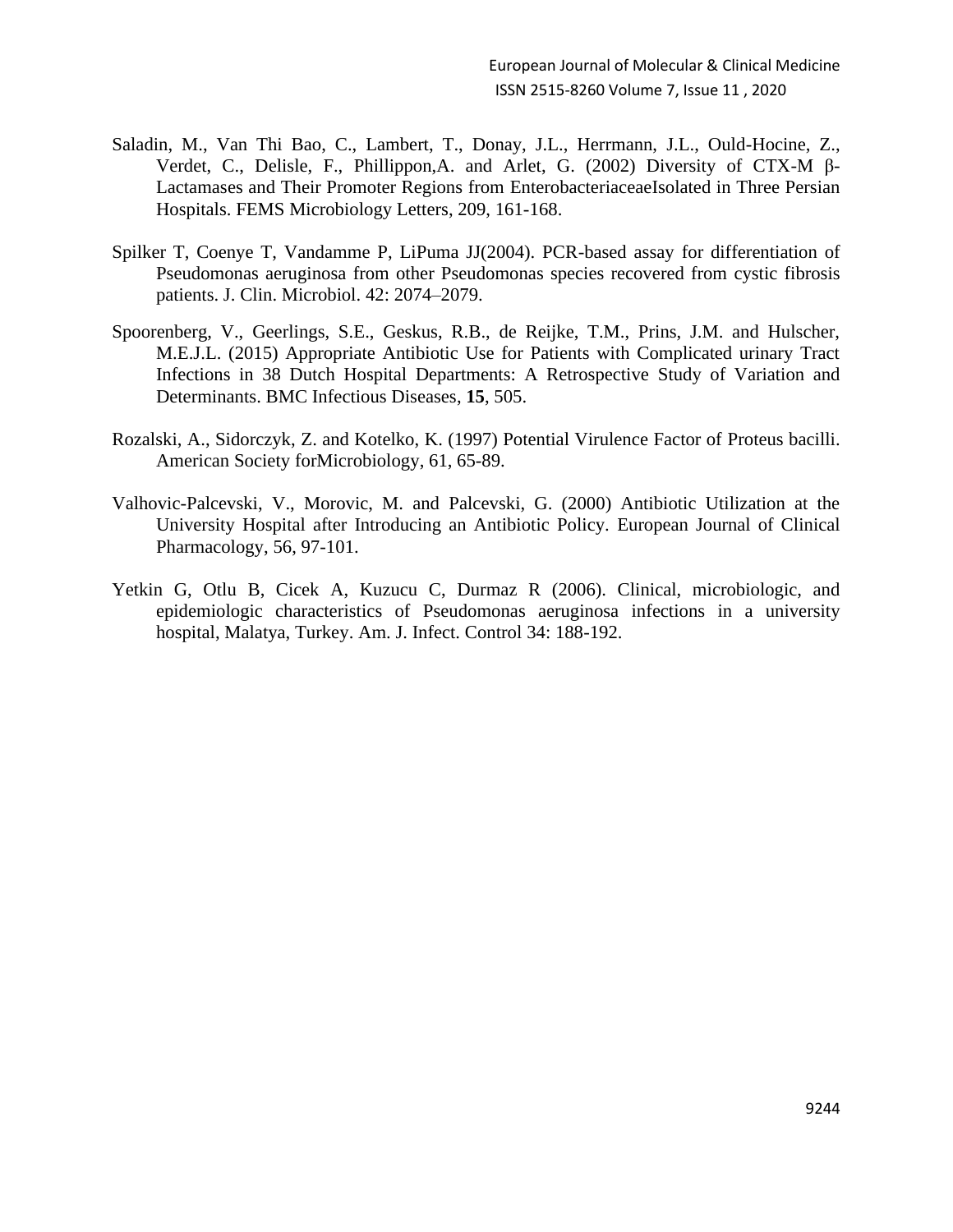Saladin, M., Van Thi Bao, C., Lambert, T., Donay, J.L., Herrmann, J.L., Ould-Hocine, Z., Verdet, C., Delisle, F., Phillippon,A. and Arlet, G. (2002) Diversity of CTX-M β-Lactamases and Their Promoter Regions from EnterobacteriaceaeIsolated in Three Persian Hospitals. FEMS Microbiology Letters, 209, 161-168.

Spilker T, Coenye T, Vandamme P, LiPuma JJ(2004). PCR-based assay for differentiation of Pseudomonas aeruginosa from other Pseudomonas species recovered from cystic fibrosis patients. J. Clin. Microbiol. 42: 2074–2079.

Spoorenberg, V., Geerlings, S.E., Geskus, R.B., de Reijke, T.M., Prins, J.M. and Hulscher, M.E.J.L. (2015) Appropriate Antibiotic Use for Patients with Complicated urinary Tract Infections in 38 Dutch Hospital Departments: A Retrospective Study of Variation and Determinants. BMC Infectious Diseases, **15**, 505.

Rozalski, A., Sidorczyk, Z. and Kotelko, K. (1997) Potential Virulence Factor of Proteus bacilli. American Society forMicrobiology, 61, 65-89.

Valhovic-Palcevski, V., Morovic, M. and Palcevski, G. (2000) Antibiotic Utilization at the University Hospital after Introducing an Antibiotic Policy. European Journal of Clinical Pharmacology, 56, 97-101.

Yetkin G, Otlu B, Cicek A, Kuzucu C, Durmaz R (2006). Clinical, microbiologic, and epidemiologic characteristics of Pseudomonas aeruginosa infections in a university hospital, Malatya, Turkey. Am. J. Infect. Control 34: 188-192.